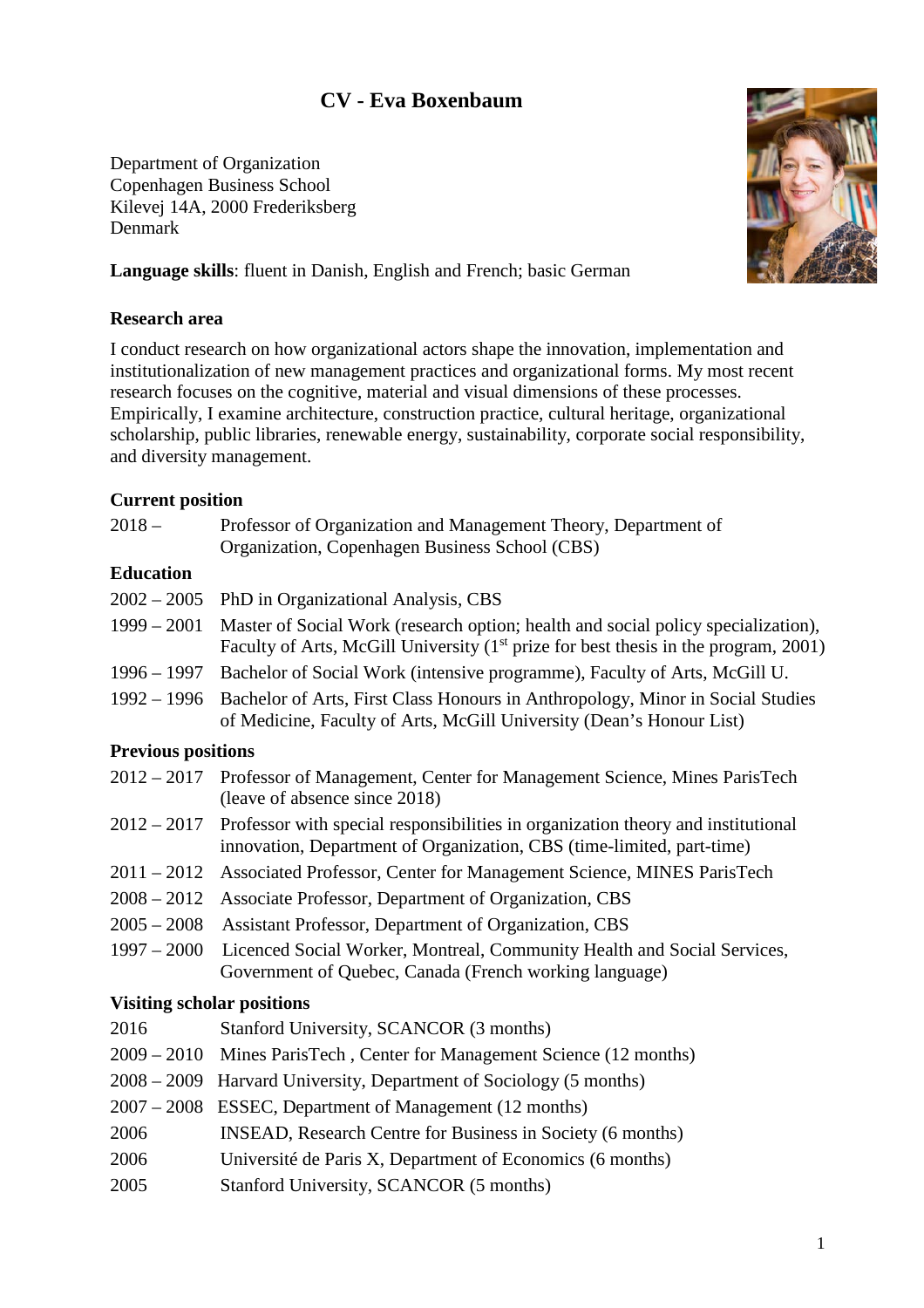# CV - Eva Boxenbaum

Department of Organization
Copenhagen Business School
Kilevej 14A, 2000 Frederiksberg
Denmark

**Language skills**: fluent in Danish, English and French; basic German

**Research area**

I conduct research on how organizational actors shape the innovation, implementation and institutionalization of new management practices and organizational forms. My most recent research focuses on the cognitive, material and visual dimensions of these processes. Empirically, I examine architecture, construction practice, cultural heritage, organizational scholarship, public libraries, renewable energy, sustainability, corporate social responsibility, and diversity management.

**Current position**

2018 – Professor of Organization and Management Theory, Department of Organization, Copenhagen Business School (CBS)

**Education**

2002 – 2005 PhD in Organizational Analysis, CBS

1999 – 2001 Master of Social Work (research option; health and social policy specialization), Faculty of Arts, McGill University (1st prize for best thesis in the program, 2001)

1996 – 1997 Bachelor of Social Work (intensive programme), Faculty of Arts, McGill U.

1992 – 1996 Bachelor of Arts, First Class Honours in Anthropology, Minor in Social Studies of Medicine, Faculty of Arts, McGill University (Dean's Honour List)

**Previous positions**

2012 – 2017 Professor of Management, Center for Management Science, Mines ParisTech (leave of absence since 2018)

2012 – 2017 Professor with special responsibilities in organization theory and institutional innovation, Department of Organization, CBS (time-limited, part-time)

2011 – 2012 Associated Professor, Center for Management Science, MINES ParisTech

2008 – 2012 Associate Professor, Department of Organization, CBS

2005 – 2008 Assistant Professor, Department of Organization, CBS

1997 – 2000 Licenced Social Worker, Montreal, Community Health and Social Services, Government of Quebec, Canada (French working language)

**Visiting scholar positions**

2016 Stanford University, SCANCOR (3 months)

2009 – 2010 Mines ParisTech , Center for Management Science (12 months)

2008 – 2009 Harvard University, Department of Sociology (5 months)

2007 – 2008 ESSEC, Department of Management (12 months)

2006 INSEAD, Research Centre for Business in Society (6 months)

2006 Université de Paris X, Department of Economics (6 months)

2005 Stanford University, SCANCOR (5 months)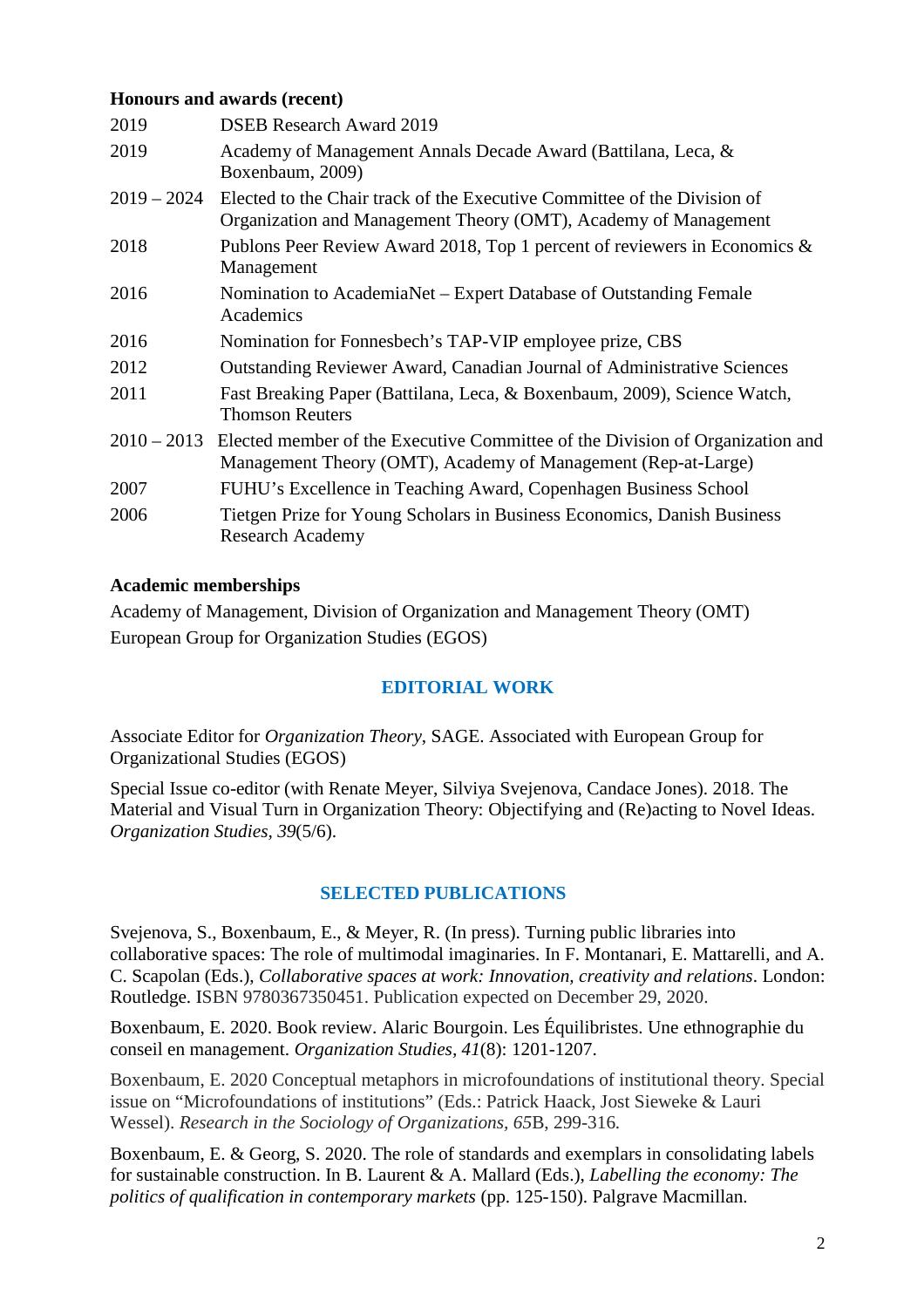**Honours and awards (recent)**

| | |
|---|---|
| 2019 | DSEB Research Award 2019 |
| 2019 | Academy of Management Annals Decade Award (Battilana, Leca, & Boxenbaum, 2009) |
| 2019 – 2024 | Elected to the Chair track of the Executive Committee of the Division of Organization and Management Theory (OMT), Academy of Management |
| 2018 | Publons Peer Review Award 2018, Top 1 percent of reviewers in Economics & Management |
| 2016 | Nomination to AcademiaNet – Expert Database of Outstanding Female Academics |
| 2016 | Nomination for Fonnesbech's TAP-VIP employee prize, CBS |
| 2012 | Outstanding Reviewer Award, Canadian Journal of Administrative Sciences |
| 2011 | Fast Breaking Paper (Battilana, Leca, & Boxenbaum, 2009), Science Watch, Thomson Reuters |
| 2010 – 2013 | Elected member of the Executive Committee of the Division of Organization and Management Theory (OMT), Academy of Management (Rep-at-Large) |
| 2007 | FUHU's Excellence in Teaching Award, Copenhagen Business School |
| 2006 | Tietgen Prize for Young Scholars in Business Economics, Danish Business Research Academy |

**Academic memberships**

Academy of Management, Division of Organization and Management Theory (OMT)
European Group for Organization Studies (EGOS)

## EDITORIAL WORK

Associate Editor for *Organization Theory*, SAGE. Associated with European Group for Organizational Studies (EGOS)

Special Issue co-editor (with Renate Meyer, Silviya Svejenova, Candace Jones). 2018. The Material and Visual Turn in Organization Theory: Objectifying and (Re)acting to Novel Ideas. *Organization Studies, 39*(5/6).

## SELECTED PUBLICATIONS

Svejenova, S., Boxenbaum, E., & Meyer, R. (In press). Turning public libraries into collaborative spaces: The role of multimodal imaginaries. In F. Montanari, E. Mattarelli, and A. C. Scapolan (Eds.), *Collaborative spaces at work: Innovation, creativity and relations*. London: Routledge. ISBN 9780367350451. Publication expected on December 29, 2020.

Boxenbaum, E. 2020. Book review. Alaric Bourgoin. Les Équilibristes. Une ethnographie du conseil en management. *Organization Studies, 41*(8): 1201-1207.

Boxenbaum, E. 2020 Conceptual metaphors in microfoundations of institutional theory. Special issue on "Microfoundations of institutions" (Eds.: Patrick Haack, Jost Sieweke & Lauri Wessel). *Research in the Sociology of Organizations, 65*B, 299-316.

Boxenbaum, E. & Georg, S. 2020. The role of standards and exemplars in consolidating labels for sustainable construction. In B. Laurent & A. Mallard (Eds.), *Labelling the economy: The politics of qualification in contemporary markets* (pp. 125-150). Palgrave Macmillan.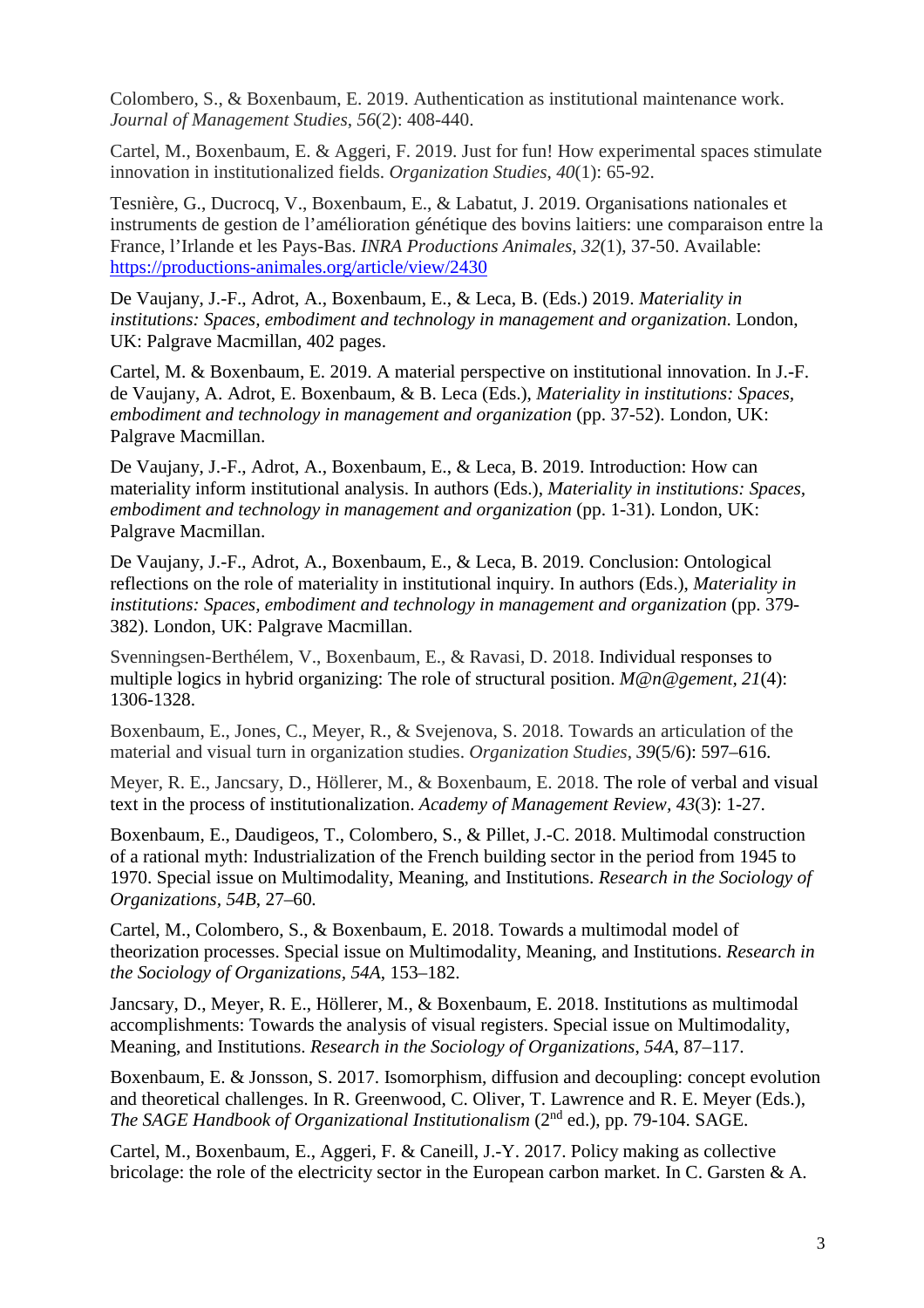Colombero, S., & Boxenbaum, E. 2019. Authentication as institutional maintenance work. *Journal of Management Studies*, *56*(2): 408-440.

Cartel, M., Boxenbaum, E. & Aggeri, F. 2019. Just for fun! How experimental spaces stimulate innovation in institutionalized fields. *Organization Studies*, *40*(1): 65-92.

Tesnière, G., Ducrocq, V., Boxenbaum, E., & Labatut, J. 2019. Organisations nationales et instruments de gestion de l'amélioration génétique des bovins laitiers: une comparaison entre la France, l'Irlande et les Pays-Bas. *INRA Productions Animales*, *32*(1), 37-50. Available: https://productions-animales.org/article/view/2430

De Vaujany, J.-F., Adrot, A., Boxenbaum, E., & Leca, B. (Eds.) 2019. *Materiality in institutions: Spaces, embodiment and technology in management and organization*. London, UK: Palgrave Macmillan, 402 pages.

Cartel, M. & Boxenbaum, E. 2019. A material perspective on institutional innovation. In J.-F. de Vaujany, A. Adrot, E. Boxenbaum, & B. Leca (Eds.), *Materiality in institutions: Spaces, embodiment and technology in management and organization* (pp. 37-52). London, UK: Palgrave Macmillan.

De Vaujany, J.-F., Adrot, A., Boxenbaum, E., & Leca, B. 2019. Introduction: How can materiality inform institutional analysis. In authors (Eds.), *Materiality in institutions: Spaces, embodiment and technology in management and organization* (pp. 1-31). London, UK: Palgrave Macmillan.

De Vaujany, J.-F., Adrot, A., Boxenbaum, E., & Leca, B. 2019. Conclusion: Ontological reflections on the role of materiality in institutional inquiry. In authors (Eds.), *Materiality in institutions: Spaces, embodiment and technology in management and organization* (pp. 379-382). London, UK: Palgrave Macmillan.

Svenningsen-Berthélem, V., Boxenbaum, E., & Ravasi, D. 2018. Individual responses to multiple logics in hybrid organizing: The role of structural position. *M@n@gement*, *21*(4): 1306-1328.

Boxenbaum, E., Jones, C., Meyer, R., & Svejenova, S. 2018. Towards an articulation of the material and visual turn in organization studies. *Organization Studies*, *39*(5/6): 597–616.

Meyer, R. E., Jancsary, D., Höllerer, M., & Boxenbaum, E. 2018. The role of verbal and visual text in the process of institutionalization. *Academy of Management Review*, *43*(3): 1-27.

Boxenbaum, E., Daudigeos, T., Colombero, S., & Pillet, J.-C. 2018. Multimodal construction of a rational myth: Industrialization of the French building sector in the period from 1945 to 1970. Special issue on Multimodality, Meaning, and Institutions. *Research in the Sociology of Organizations*, *54B*, 27–60.

Cartel, M., Colombero, S., & Boxenbaum, E. 2018. Towards a multimodal model of theorization processes. Special issue on Multimodality, Meaning, and Institutions. *Research in the Sociology of Organizations*, *54A*, 153–182.

Jancsary, D., Meyer, R. E., Höllerer, M., & Boxenbaum, E. 2018. Institutions as multimodal accomplishments: Towards the analysis of visual registers. Special issue on Multimodality, Meaning, and Institutions. *Research in the Sociology of Organizations*, *54A*, 87–117.

Boxenbaum, E. & Jonsson, S. 2017. Isomorphism, diffusion and decoupling: concept evolution and theoretical challenges. In R. Greenwood, C. Oliver, T. Lawrence and R. E. Meyer (Eds.), *The SAGE Handbook of Organizational Institutionalism* (2nd ed.), pp. 79-104. SAGE.

Cartel, M., Boxenbaum, E., Aggeri, F. & Caneill, J.-Y. 2017. Policy making as collective bricolage: the role of the electricity sector in the European carbon market. In C. Garsten & A.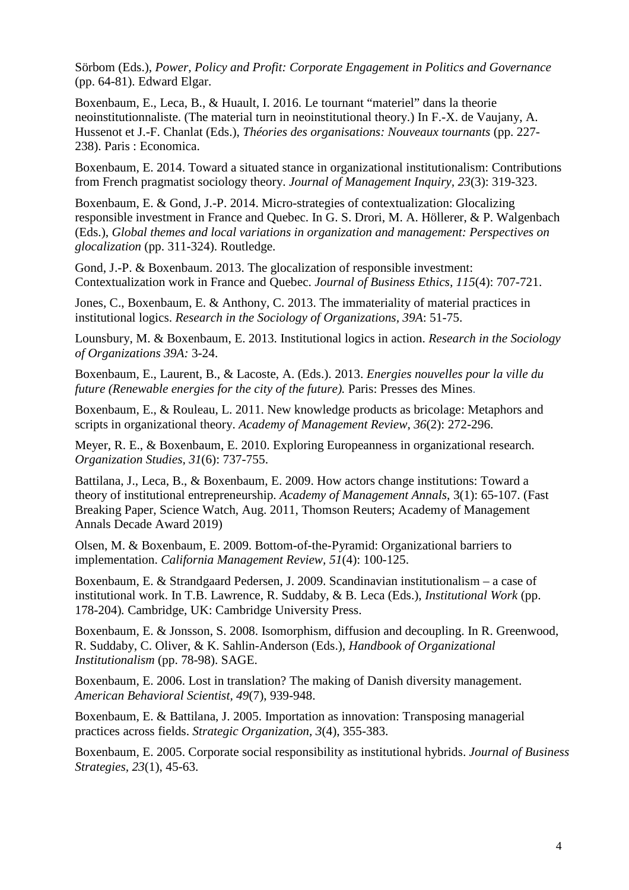Sörbom (Eds.), *Power, Policy and Profit: Corporate Engagement in Politics and Governance* (pp. 64-81). Edward Elgar.

Boxenbaum, E., Leca, B., & Huault, I. 2016. Le tournant "materiel" dans la theorie neoinstitutionnaliste. (The material turn in neoinstitutional theory.) In F.-X. de Vaujany, A. Hussenot et J.-F. Chanlat (Eds.), *Théories des organisations: Nouveaux tournants* (pp. 227-238). Paris : Economica.

Boxenbaum, E. 2014. Toward a situated stance in organizational institutionalism: Contributions from French pragmatist sociology theory. *Journal of Management Inquiry*, *23*(3): 319-323.

Boxenbaum, E. & Gond, J.-P. 2014. Micro-strategies of contextualization: Glocalizing responsible investment in France and Quebec. In G. S. Drori, M. A. Höllerer, & P. Walgenbach (Eds.), *Global themes and local variations in organization and management: Perspectives on glocalization* (pp. 311-324). Routledge.

Gond, J.-P. & Boxenbaum. 2013. The glocalization of responsible investment: Contextualization work in France and Quebec. *Journal of Business Ethics*, *115*(4): 707-721.

Jones, C., Boxenbaum, E. & Anthony, C. 2013. The immateriality of material practices in institutional logics. *Research in the Sociology of Organizations*, *39A*: 51-75.

Lounsbury, M. & Boxenbaum, E. 2013. Institutional logics in action. *Research in the Sociology of Organizations 39A:* 3-24.

Boxenbaum, E., Laurent, B., & Lacoste, A. (Eds.). 2013. *Energies nouvelles pour la ville du future (Renewable energies for the city of the future).* Paris: Presses des Mines.

Boxenbaum, E., & Rouleau, L. 2011. New knowledge products as bricolage: Metaphors and scripts in organizational theory. *Academy of Management Review*, *36*(2): 272-296.

Meyer, R. E., & Boxenbaum, E. 2010. Exploring Europeanness in organizational research. *Organization Studies*, *31*(6): 737-755.

Battilana, J., Leca, B., & Boxenbaum, E. 2009. How actors change institutions: Toward a theory of institutional entrepreneurship. *Academy of Management Annals*, 3(1): 65-107. (Fast Breaking Paper, Science Watch, Aug. 2011, Thomson Reuters; Academy of Management Annals Decade Award 2019)

Olsen, M. & Boxenbaum, E. 2009. Bottom-of-the-Pyramid: Organizational barriers to implementation. *California Management Review*, *51*(4): 100-125.

Boxenbaum, E. & Strandgaard Pedersen, J. 2009. Scandinavian institutionalism – a case of institutional work. In T.B. Lawrence, R. Suddaby, & B. Leca (Eds.), *Institutional Work* (pp. 178-204). Cambridge, UK: Cambridge University Press.

Boxenbaum, E. & Jonsson, S. 2008. Isomorphism, diffusion and decoupling. In R. Greenwood, R. Suddaby, C. Oliver, & K. Sahlin-Anderson (Eds.), *Handbook of Organizational Institutionalism* (pp. 78-98). SAGE.

Boxenbaum, E. 2006. Lost in translation? The making of Danish diversity management. *American Behavioral Scientist*, *49*(7), 939-948.

Boxenbaum, E. & Battilana, J. 2005. Importation as innovation: Transposing managerial practices across fields. *Strategic Organization*, *3*(4), 355-383.

Boxenbaum, E. 2005. Corporate social responsibility as institutional hybrids. *Journal of Business Strategies*, *23*(1), 45-63.